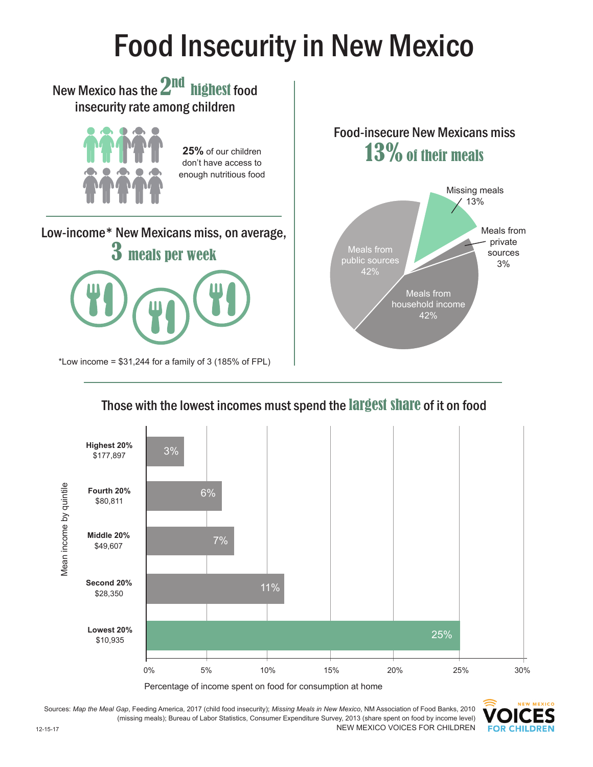# Food Insecurity in New Mexico

## New Mexico has the 2nd highest food insecurity rate among children

**25%** of our children don't have access to enough nutritious food

## Low-income* New Mexicans miss, on average, 3 meals per week

*Low income = $31,244 for a family of 3 (185% of FPL)

## Food-insecure New Mexicans miss 13% of their meals

| Source | Share |
| --- | --- |
| Missing meals | 13% |
| Meals from private sources | 3% |
| Meals from household income | 42% |
| Meals from public sources | 42% |

## Those with the lowest incomes must spend the largest share of it on food

| Mean income by quintile | Percentage of income spent on food for consumption at home |
| --- | --- |
| Highest 20% ($177,897) | 3% |
| Fourth 20% ($80,811) | 6% |
| Middle 20% ($49,607) | 7% |
| Second 20% ($28,350) | 11% |
| Lowest 20% ($10,935) | 25% |

Sources: *Map the Meal Gap*, Feeding America, 2017 (child food insecurity); *Missing Meals in New Mexico*, NM Association of Food Banks, 2010 (missing meals); Bureau of Labor Statistics, Consumer Expenditure Survey, 2013 (share spent on food by income level)

NEW MEXICO VOICES FOR CHILDREN

12-15-17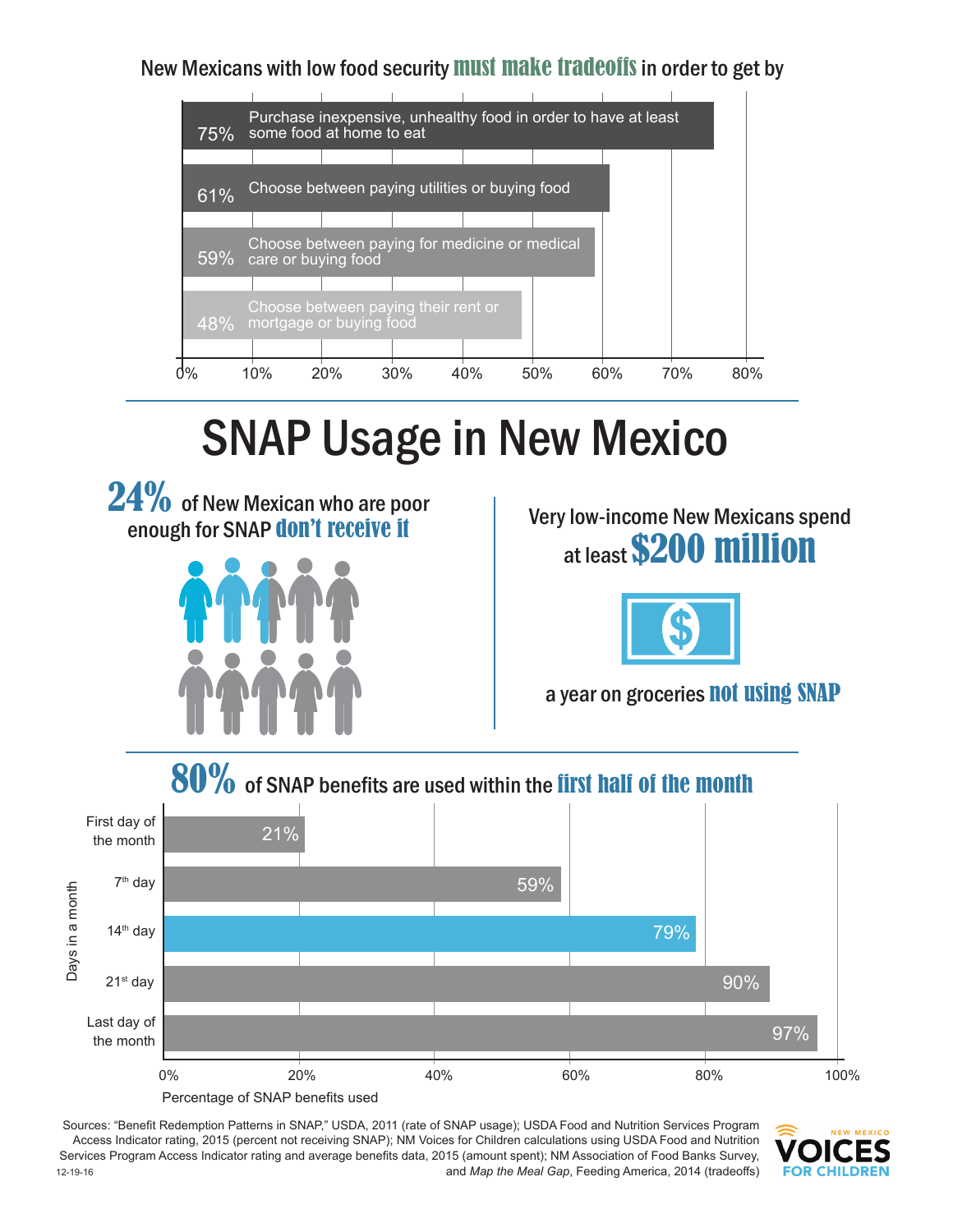## New Mexicans with low food security must make tradeoffs in order to get by

| Tradeoff | Percentage |
| --- | --- |
| Purchase inexpensive, unhealthy food in order to have at least some food at home to eat | 75% |
| Choose between paying utilities or buying food | 61% |
| Choose between paying for medicine or medical care or buying food | 59% |
| Choose between paying their rent or mortgage or buying food | 48% |

# SNAP Usage in New Mexico

**24%** of New Mexican who are poor enough for SNAP **don't receive it**

Very low-income New Mexicans spend at least **$200 million** a year on groceries **not using SNAP**

## 80% of SNAP benefits are used within the first half of the month

| Days in a month | Percentage of SNAP benefits used |
| --- | --- |
| First day of the month | 21% |
| 7th day | 59% |
| 14th day | 79% |
| 21st day | 90% |
| Last day of the month | 97% |

Sources: "Benefit Redemption Patterns in SNAP," USDA, 2011 (rate of SNAP usage); USDA Food and Nutrition Services Program Access Indicator rating, 2015 (percent not receiving SNAP); NM Voices for Children calculations using USDA Food and Nutrition Services Program Access Indicator rating and average benefits data, 2015 (amount spent); NM Association of Food Banks Survey, and *Map the Meal Gap*, Feeding America, 2014 (tradeoffs)

12-19-16

NEW MEXICO VOICES FOR CHILDREN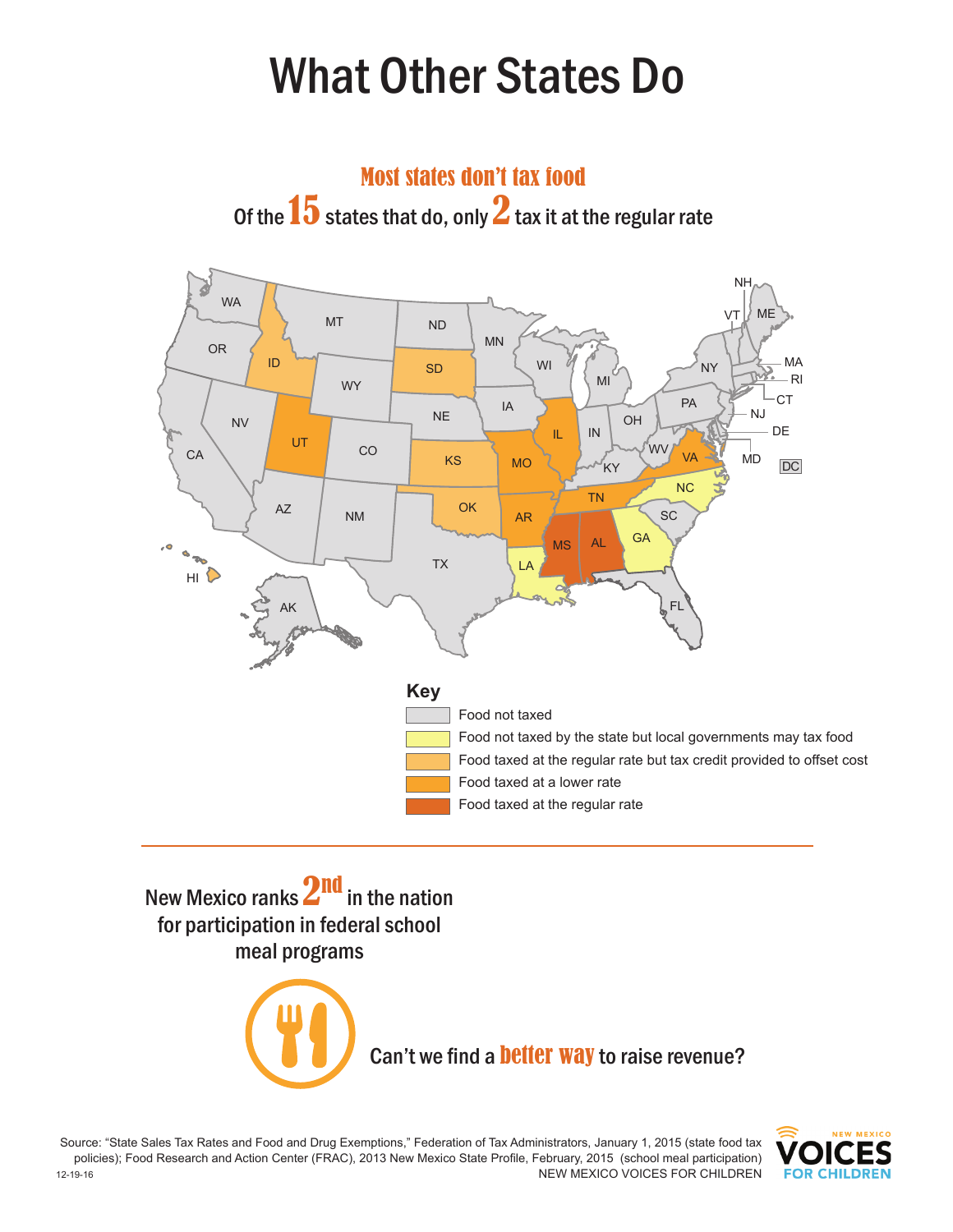# What Other States Do

## Most states don't tax food

Of the 15 states that do, only 2 tax it at the regular rate

WA
OR
CA
NV
ID
MT
WY
UT
AZ
CO
NM
ND
SD
NE
KS
OK
TX
MN
IA
MO
AR
LA
WI
IL
MI
IN
OH
KY
TN
MS
AL
GA
FL
SC
NC
VA
WV
PA
NY
VT
NH
ME
MA
RI
CT
NJ
DE
MD
DC
HI
AK

**Key**

Food not taxed

Food not taxed by the state but local governments may tax food

Food taxed at the regular rate but tax credit provided to offset cost

Food taxed at a lower rate

Food taxed at the regular rate

---

New Mexico ranks 2nd in the nation for participation in federal school meal programs

Can't we find a better way to raise revenue?

Source: "State Sales Tax Rates and Food and Drug Exemptions," Federation of Tax Administrators, January 1, 2015 (state food tax policies); Food Research and Action Center (FRAC), 2013 New Mexico State Profile, February, 2015 (school meal participation)
NEW MEXICO VOICES FOR CHILDREN

12-19-16

NEW MEXICO VOICES FOR CHILDREN